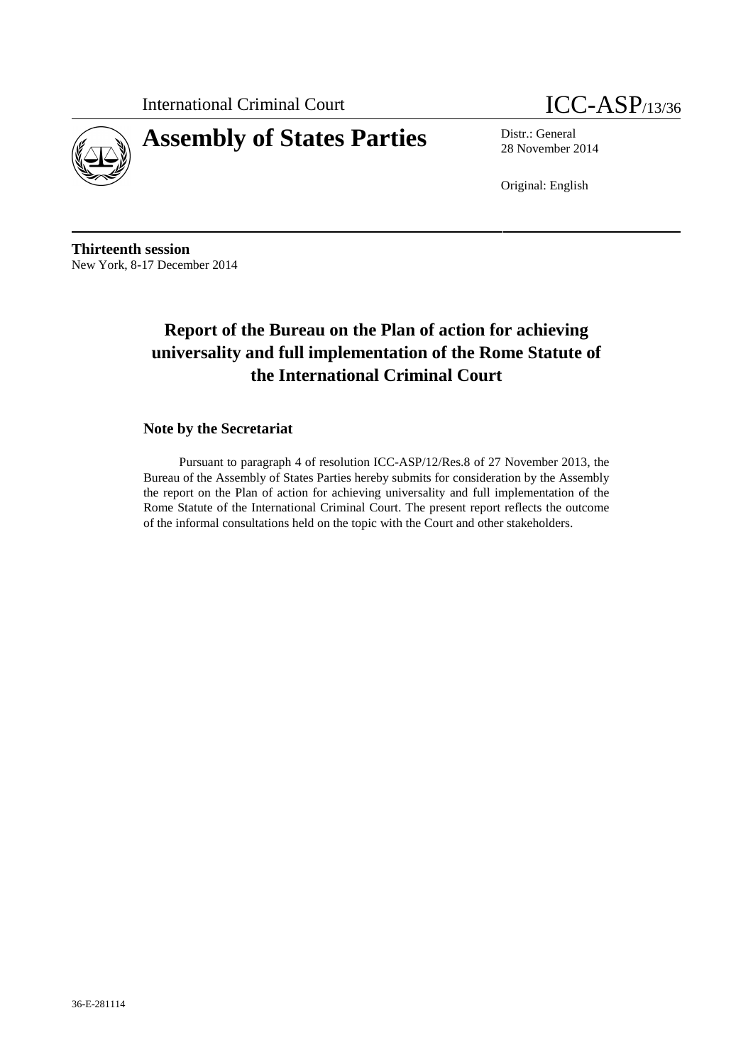International Criminal Court

ICC-ASP/13/36

# Assembly of States Parties

Distr.: General
28 November 2014

Original: English

**Thirteenth session**
New York, 8-17 December 2014

## Report of the Bureau on the Plan of action for achieving universality and full implementation of the Rome Statute of the International Criminal Court

### Note by the Secretariat

Pursuant to paragraph 4 of resolution ICC-ASP/12/Res.8 of 27 November 2013, the Bureau of the Assembly of States Parties hereby submits for consideration by the Assembly the report on the Plan of action for achieving universality and full implementation of the Rome Statute of the International Criminal Court. The present report reflects the outcome of the informal consultations held on the topic with the Court and other stakeholders.

36-E-281114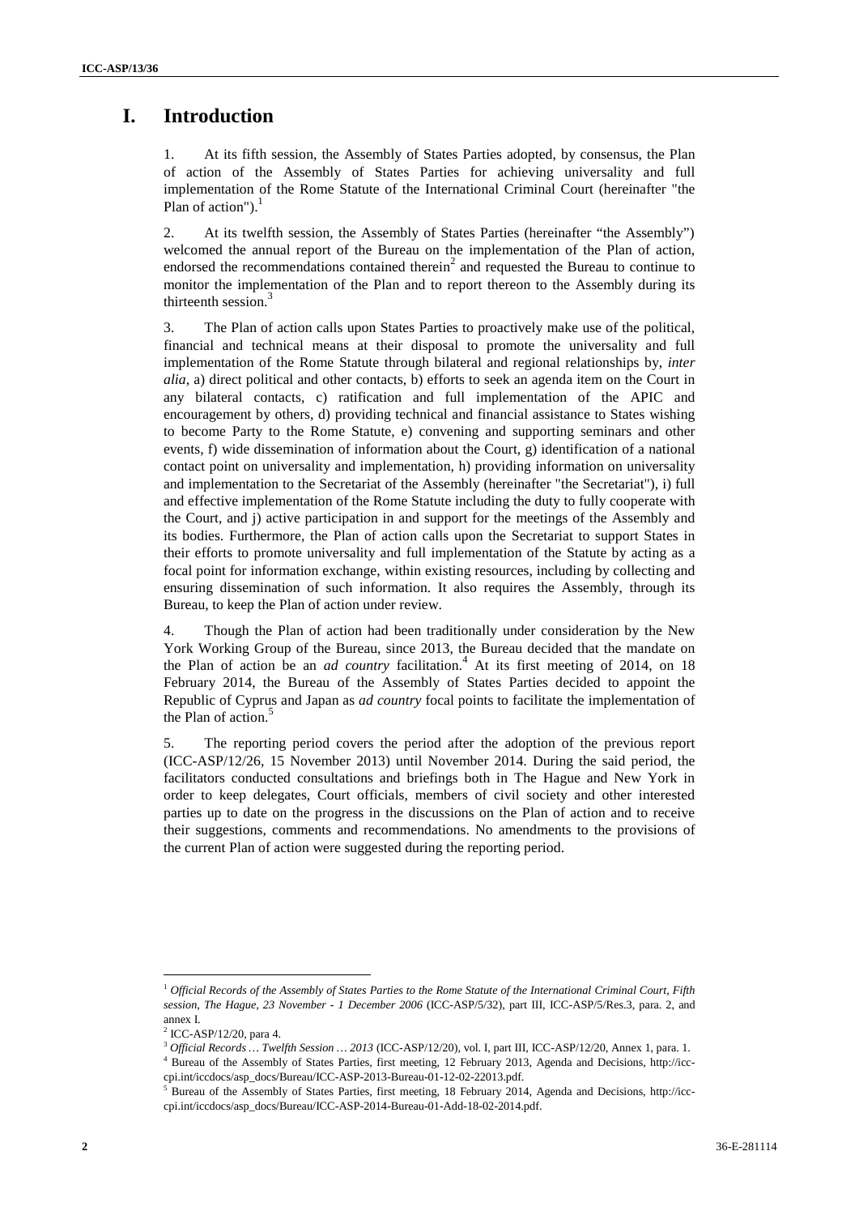# I. Introduction

1. At its fifth session, the Assembly of States Parties adopted, by consensus, the Plan of action of the Assembly of States Parties for achieving universality and full implementation of the Rome Statute of the International Criminal Court (hereinafter "the Plan of action").[1]

2. At its twelfth session, the Assembly of States Parties (hereinafter "the Assembly") welcomed the annual report of the Bureau on the implementation of the Plan of action, endorsed the recommendations contained therein[2] and requested the Bureau to continue to monitor the implementation of the Plan and to report thereon to the Assembly during its thirteenth session.[3]

3. The Plan of action calls upon States Parties to proactively make use of the political, financial and technical means at their disposal to promote the universality and full implementation of the Rome Statute through bilateral and regional relationships by, *inter alia*, a) direct political and other contacts, b) efforts to seek an agenda item on the Court in any bilateral contacts, c) ratification and full implementation of the APIC and encouragement by others, d) providing technical and financial assistance to States wishing to become Party to the Rome Statute, e) convening and supporting seminars and other events, f) wide dissemination of information about the Court, g) identification of a national contact point on universality and implementation, h) providing information on universality and implementation to the Secretariat of the Assembly (hereinafter "the Secretariat"), i) full and effective implementation of the Rome Statute including the duty to fully cooperate with the Court, and j) active participation in and support for the meetings of the Assembly and its bodies. Furthermore, the Plan of action calls upon the Secretariat to support States in their efforts to promote universality and full implementation of the Statute by acting as a focal point for information exchange, within existing resources, including by collecting and ensuring dissemination of such information. It also requires the Assembly, through its Bureau, to keep the Plan of action under review.

4. Though the Plan of action had been traditionally under consideration by the New York Working Group of the Bureau, since 2013, the Bureau decided that the mandate on the Plan of action be an *ad country* facilitation.[4] At its first meeting of 2014, on 18 February 2014, the Bureau of the Assembly of States Parties decided to appoint the Republic of Cyprus and Japan as *ad country* focal points to facilitate the implementation of the Plan of action.[5]

5. The reporting period covers the period after the adoption of the previous report (ICC-ASP/12/26, 15 November 2013) until November 2014. During the said period, the facilitators conducted consultations and briefings both in The Hague and New York in order to keep delegates, Court officials, members of civil society and other interested parties up to date on the progress in the discussions on the Plan of action and to receive their suggestions, comments and recommendations. No amendments to the provisions of the current Plan of action were suggested during the reporting period.

---

[1] *Official Records of the Assembly of States Parties to the Rome Statute of the International Criminal Court, Fifth session, The Hague, 23 November - 1 December 2006* (ICC-ASP/5/32), part III, ICC-ASP/5/Res.3, para. 2, and annex I.

[2] ICC-ASP/12/20, para 4.

[3] *Official Records … Twelfth Session … 2013* (ICC-ASP/12/20), vol. I, part III, ICC-ASP/12/20, Annex 1, para. 1.

[4] Bureau of the Assembly of States Parties, first meeting, 12 February 2013, Agenda and Decisions, http://icc-cpi.int/iccdocs/asp_docs/Bureau/ICC-ASP-2013-Bureau-01-12-02-22013.pdf.

[5] Bureau of the Assembly of States Parties, first meeting, 18 February 2014, Agenda and Decisions, http://icc-cpi.int/iccdocs/asp_docs/Bureau/ICC-ASP-2014-Bureau-01-Add-18-02-2014.pdf.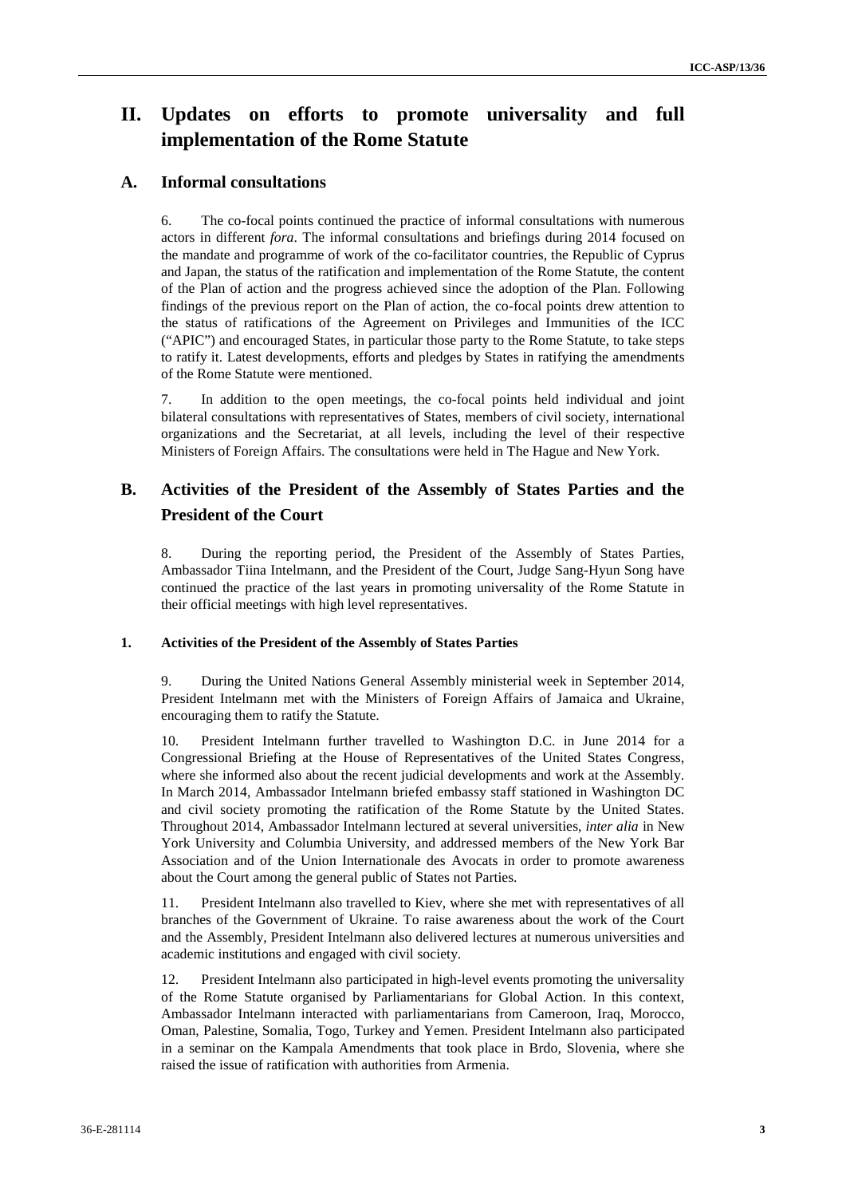## II. Updates on efforts to promote universality and full implementation of the Rome Statute

### A. Informal consultations

6. The co-focal points continued the practice of informal consultations with numerous actors in different *fora*. The informal consultations and briefings during 2014 focused on the mandate and programme of work of the co-facilitator countries, the Republic of Cyprus and Japan, the status of the ratification and implementation of the Rome Statute, the content of the Plan of action and the progress achieved since the adoption of the Plan. Following findings of the previous report on the Plan of action, the co-focal points drew attention to the status of ratifications of the Agreement on Privileges and Immunities of the ICC ("APIC") and encouraged States, in particular those party to the Rome Statute, to take steps to ratify it. Latest developments, efforts and pledges by States in ratifying the amendments of the Rome Statute were mentioned.

7. In addition to the open meetings, the co-focal points held individual and joint bilateral consultations with representatives of States, members of civil society, international organizations and the Secretariat, at all levels, including the level of their respective Ministers of Foreign Affairs. The consultations were held in The Hague and New York.

### B. Activities of the President of the Assembly of States Parties and the President of the Court

8. During the reporting period, the President of the Assembly of States Parties, Ambassador Tiina Intelmann, and the President of the Court, Judge Sang-Hyun Song have continued the practice of the last years in promoting universality of the Rome Statute in their official meetings with high level representatives.

#### 1. Activities of the President of the Assembly of States Parties

9. During the United Nations General Assembly ministerial week in September 2014, President Intelmann met with the Ministers of Foreign Affairs of Jamaica and Ukraine, encouraging them to ratify the Statute.

10. President Intelmann further travelled to Washington D.C. in June 2014 for a Congressional Briefing at the House of Representatives of the United States Congress, where she informed also about the recent judicial developments and work at the Assembly. In March 2014, Ambassador Intelmann briefed embassy staff stationed in Washington DC and civil society promoting the ratification of the Rome Statute by the United States. Throughout 2014, Ambassador Intelmann lectured at several universities, *inter alia* in New York University and Columbia University, and addressed members of the New York Bar Association and of the Union Internationale des Avocats in order to promote awareness about the Court among the general public of States not Parties.

11. President Intelmann also travelled to Kiev, where she met with representatives of all branches of the Government of Ukraine. To raise awareness about the work of the Court and the Assembly, President Intelmann also delivered lectures at numerous universities and academic institutions and engaged with civil society.

12. President Intelmann also participated in high-level events promoting the universality of the Rome Statute organised by Parliamentarians for Global Action. In this context, Ambassador Intelmann interacted with parliamentarians from Cameroon, Iraq, Morocco, Oman, Palestine, Somalia, Togo, Turkey and Yemen. President Intelmann also participated in a seminar on the Kampala Amendments that took place in Brdo, Slovenia, where she raised the issue of ratification with authorities from Armenia.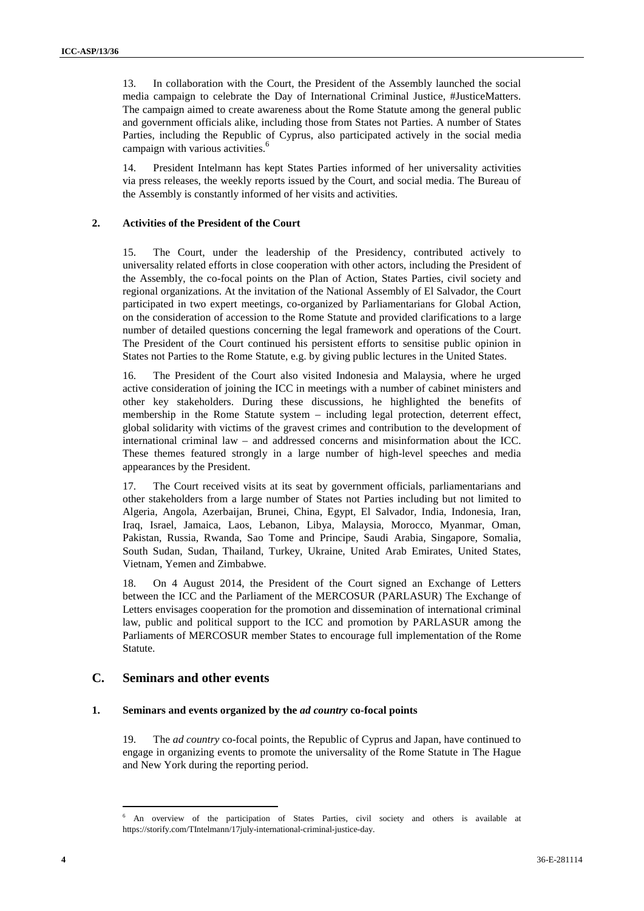13. In collaboration with the Court, the President of the Assembly launched the social media campaign to celebrate the Day of International Criminal Justice, #JusticeMatters. The campaign aimed to create awareness about the Rome Statute among the general public and government officials alike, including those from States not Parties. A number of States Parties, including the Republic of Cyprus, also participated actively in the social media campaign with various activities.[6]

14. President Intelmann has kept States Parties informed of her universality activities via press releases, the weekly reports issued by the Court, and social media. The Bureau of the Assembly is constantly informed of her visits and activities.

#### 2. Activities of the President of the Court

15. The Court, under the leadership of the Presidency, contributed actively to universality related efforts in close cooperation with other actors, including the President of the Assembly, the co-focal points on the Plan of Action, States Parties, civil society and regional organizations. At the invitation of the National Assembly of El Salvador, the Court participated in two expert meetings, co-organized by Parliamentarians for Global Action, on the consideration of accession to the Rome Statute and provided clarifications to a large number of detailed questions concerning the legal framework and operations of the Court. The President of the Court continued his persistent efforts to sensitise public opinion in States not Parties to the Rome Statute, e.g. by giving public lectures in the United States.

16. The President of the Court also visited Indonesia and Malaysia, where he urged active consideration of joining the ICC in meetings with a number of cabinet ministers and other key stakeholders. During these discussions, he highlighted the benefits of membership in the Rome Statute system – including legal protection, deterrent effect, global solidarity with victims of the gravest crimes and contribution to the development of international criminal law – and addressed concerns and misinformation about the ICC. These themes featured strongly in a large number of high-level speeches and media appearances by the President.

17. The Court received visits at its seat by government officials, parliamentarians and other stakeholders from a large number of States not Parties including but not limited to Algeria, Angola, Azerbaijan, Brunei, China, Egypt, El Salvador, India, Indonesia, Iran, Iraq, Israel, Jamaica, Laos, Lebanon, Libya, Malaysia, Morocco, Myanmar, Oman, Pakistan, Russia, Rwanda, Sao Tome and Principe, Saudi Arabia, Singapore, Somalia, South Sudan, Sudan, Thailand, Turkey, Ukraine, United Arab Emirates, United States, Vietnam, Yemen and Zimbabwe.

18. On 4 August 2014, the President of the Court signed an Exchange of Letters between the ICC and the Parliament of the MERCOSUR (PARLASUR) The Exchange of Letters envisages cooperation for the promotion and dissemination of international criminal law, public and political support to the ICC and promotion by PARLASUR among the Parliaments of MERCOSUR member States to encourage full implementation of the Rome Statute.

### C. Seminars and other events

#### 1. Seminars and events organized by the *ad country* co-focal points

19. The *ad country* co-focal points, the Republic of Cyprus and Japan, have continued to engage in organizing events to promote the universality of the Rome Statute in The Hague and New York during the reporting period.

---

[6] An overview of the participation of States Parties, civil society and others is available at https://storify.com/TIntelmann/17july-international-criminal-justice-day.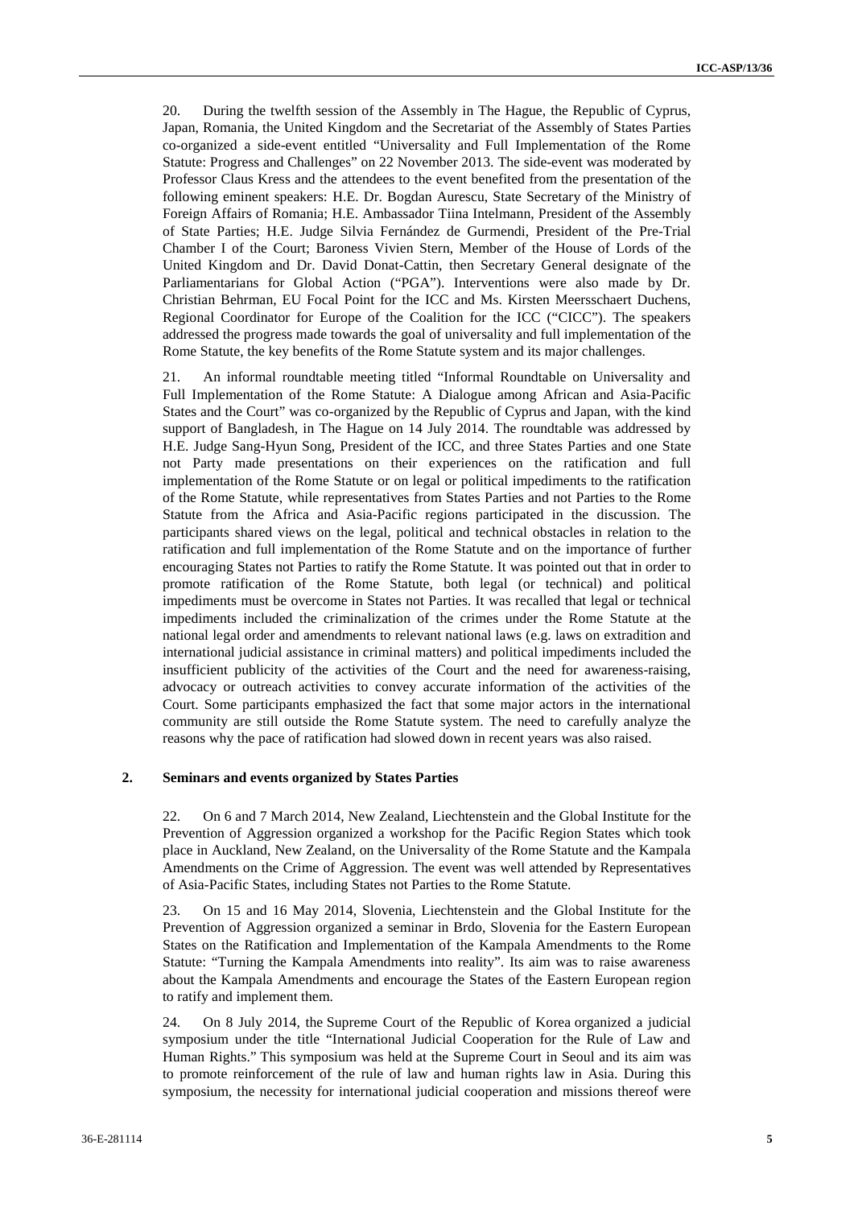20. During the twelfth session of the Assembly in The Hague, the Republic of Cyprus, Japan, Romania, the United Kingdom and the Secretariat of the Assembly of States Parties co-organized a side-event entitled "Universality and Full Implementation of the Rome Statute: Progress and Challenges" on 22 November 2013. The side-event was moderated by Professor Claus Kress and the attendees to the event benefited from the presentation of the following eminent speakers: H.E. Dr. Bogdan Aurescu, State Secretary of the Ministry of Foreign Affairs of Romania; H.E. Ambassador Tiina Intelmann, President of the Assembly of State Parties; H.E. Judge Silvia Fernández de Gurmendi, President of the Pre-Trial Chamber I of the Court; Baroness Vivien Stern, Member of the House of Lords of the United Kingdom and Dr. David Donat-Cattin, then Secretary General designate of the Parliamentarians for Global Action ("PGA"). Interventions were also made by Dr. Christian Behrman, EU Focal Point for the ICC and Ms. Kirsten Meersschaert Duchens, Regional Coordinator for Europe of the Coalition for the ICC ("CICC"). The speakers addressed the progress made towards the goal of universality and full implementation of the Rome Statute, the key benefits of the Rome Statute system and its major challenges.

21. An informal roundtable meeting titled "Informal Roundtable on Universality and Full Implementation of the Rome Statute: A Dialogue among African and Asia-Pacific States and the Court" was co-organized by the Republic of Cyprus and Japan, with the kind support of Bangladesh, in The Hague on 14 July 2014. The roundtable was addressed by H.E. Judge Sang-Hyun Song, President of the ICC, and three States Parties and one State not Party made presentations on their experiences on the ratification and full implementation of the Rome Statute or on legal or political impediments to the ratification of the Rome Statute, while representatives from States Parties and not Parties to the Rome Statute from the Africa and Asia-Pacific regions participated in the discussion. The participants shared views on the legal, political and technical obstacles in relation to the ratification and full implementation of the Rome Statute and on the importance of further encouraging States not Parties to ratify the Rome Statute. It was pointed out that in order to promote ratification of the Rome Statute, both legal (or technical) and political impediments must be overcome in States not Parties. It was recalled that legal or technical impediments included the criminalization of the crimes under the Rome Statute at the national legal order and amendments to relevant national laws (e.g. laws on extradition and international judicial assistance in criminal matters) and political impediments included the insufficient publicity of the activities of the Court and the need for awareness-raising, advocacy or outreach activities to convey accurate information of the activities of the Court. Some participants emphasized the fact that some major actors in the international community are still outside the Rome Statute system. The need to carefully analyze the reasons why the pace of ratification had slowed down in recent years was also raised.

## 2. Seminars and events organized by States Parties

22. On 6 and 7 March 2014, New Zealand, Liechtenstein and the Global Institute for the Prevention of Aggression organized a workshop for the Pacific Region States which took place in Auckland, New Zealand, on the Universality of the Rome Statute and the Kampala Amendments on the Crime of Aggression. The event was well attended by Representatives of Asia-Pacific States, including States not Parties to the Rome Statute.

23. On 15 and 16 May 2014, Slovenia, Liechtenstein and the Global Institute for the Prevention of Aggression organized a seminar in Brdo, Slovenia for the Eastern European States on the Ratification and Implementation of the Kampala Amendments to the Rome Statute: "Turning the Kampala Amendments into reality". Its aim was to raise awareness about the Kampala Amendments and encourage the States of the Eastern European region to ratify and implement them.

24. On 8 July 2014, the Supreme Court of the Republic of Korea organized a judicial symposium under the title "International Judicial Cooperation for the Rule of Law and Human Rights." This symposium was held at the Supreme Court in Seoul and its aim was to promote reinforcement of the rule of law and human rights law in Asia. During this symposium, the necessity for international judicial cooperation and missions thereof were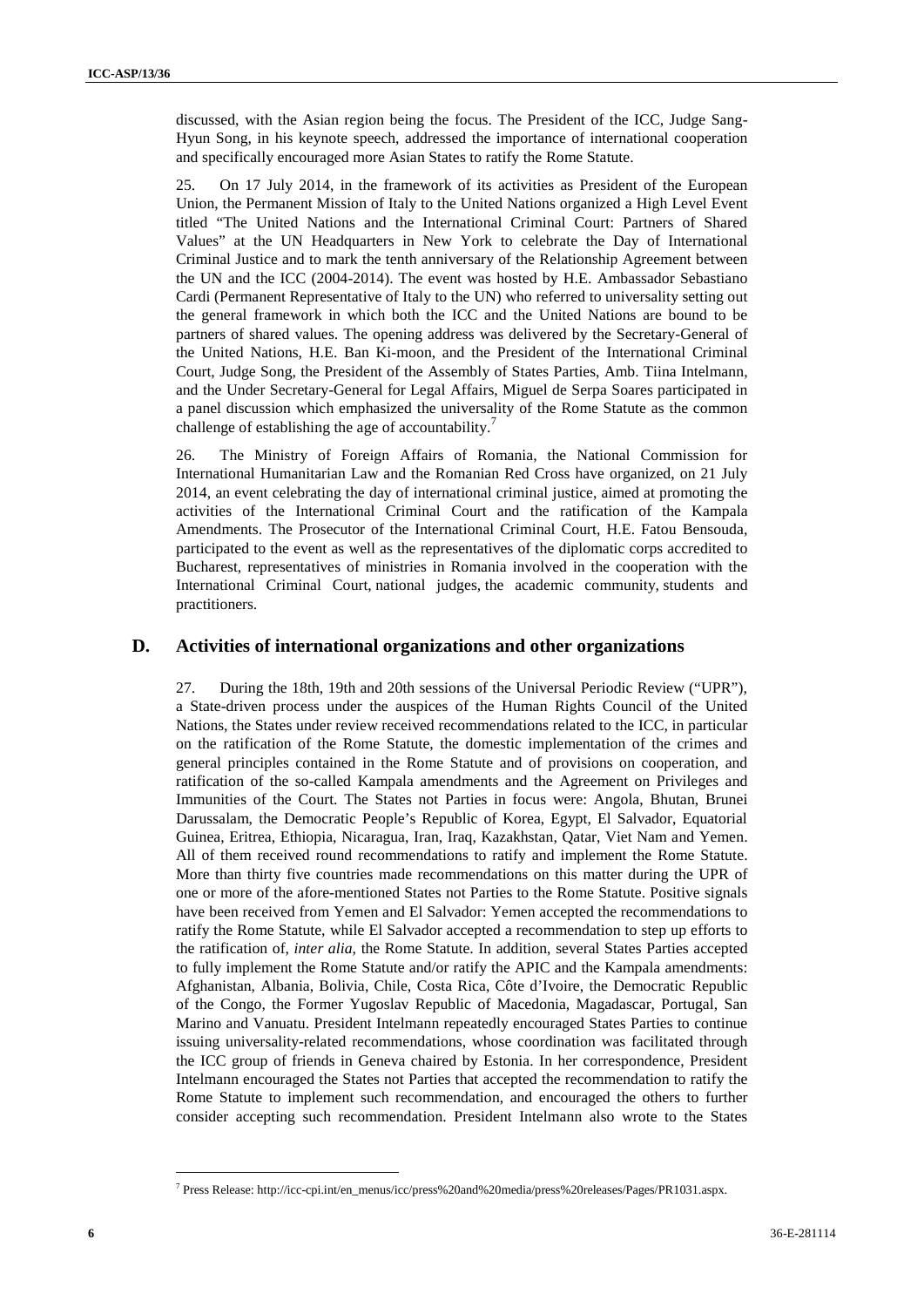discussed, with the Asian region being the focus. The President of the ICC, Judge Sang-Hyun Song, in his keynote speech, addressed the importance of international cooperation and specifically encouraged more Asian States to ratify the Rome Statute.

25. On 17 July 2014, in the framework of its activities as President of the European Union, the Permanent Mission of Italy to the United Nations organized a High Level Event titled "The United Nations and the International Criminal Court: Partners of Shared Values" at the UN Headquarters in New York to celebrate the Day of International Criminal Justice and to mark the tenth anniversary of the Relationship Agreement between the UN and the ICC (2004-2014). The event was hosted by H.E. Ambassador Sebastiano Cardi (Permanent Representative of Italy to the UN) who referred to universality setting out the general framework in which both the ICC and the United Nations are bound to be partners of shared values. The opening address was delivered by the Secretary-General of the United Nations, H.E. Ban Ki-moon, and the President of the International Criminal Court, Judge Song, the President of the Assembly of States Parties, Amb. Tiina Intelmann, and the Under Secretary-General for Legal Affairs, Miguel de Serpa Soares participated in a panel discussion which emphasized the universality of the Rome Statute as the common challenge of establishing the age of accountability.[7]

26. The Ministry of Foreign Affairs of Romania, the National Commission for International Humanitarian Law and the Romanian Red Cross have organized, on 21 July 2014, an event celebrating the day of international criminal justice, aimed at promoting the activities of the International Criminal Court and the ratification of the Kampala Amendments. The Prosecutor of the International Criminal Court, H.E. Fatou Bensouda, participated to the event as well as the representatives of the diplomatic corps accredited to Bucharest, representatives of ministries in Romania involved in the cooperation with the International Criminal Court, national judges, the academic community, students and practitioners.

## D. Activities of international organizations and other organizations

27. During the 18th, 19th and 20th sessions of the Universal Periodic Review ("UPR"), a State-driven process under the auspices of the Human Rights Council of the United Nations, the States under review received recommendations related to the ICC, in particular on the ratification of the Rome Statute, the domestic implementation of the crimes and general principles contained in the Rome Statute and of provisions on cooperation, and ratification of the so-called Kampala amendments and the Agreement on Privileges and Immunities of the Court. The States not Parties in focus were: Angola, Bhutan, Brunei Darussalam, the Democratic People's Republic of Korea, Egypt, El Salvador, Equatorial Guinea, Eritrea, Ethiopia, Nicaragua, Iran, Iraq, Kazakhstan, Qatar, Viet Nam and Yemen. All of them received round recommendations to ratify and implement the Rome Statute. More than thirty five countries made recommendations on this matter during the UPR of one or more of the afore-mentioned States not Parties to the Rome Statute. Positive signals have been received from Yemen and El Salvador: Yemen accepted the recommendations to ratify the Rome Statute, while El Salvador accepted a recommendation to step up efforts to the ratification of, *inter alia*, the Rome Statute. In addition, several States Parties accepted to fully implement the Rome Statute and/or ratify the APIC and the Kampala amendments: Afghanistan, Albania, Bolivia, Chile, Costa Rica, Côte d'Ivoire, the Democratic Republic of the Congo, the Former Yugoslav Republic of Macedonia, Magadascar, Portugal, San Marino and Vanuatu. President Intelmann repeatedly encouraged States Parties to continue issuing universality-related recommendations, whose coordination was facilitated through the ICC group of friends in Geneva chaired by Estonia. In her correspondence, President Intelmann encouraged the States not Parties that accepted the recommendation to ratify the Rome Statute to implement such recommendation, and encouraged the others to further consider accepting such recommendation. President Intelmann also wrote to the States

[7] Press Release: http://icc-cpi.int/en_menus/icc/press%20and%20media/press%20releases/Pages/PR1031.aspx.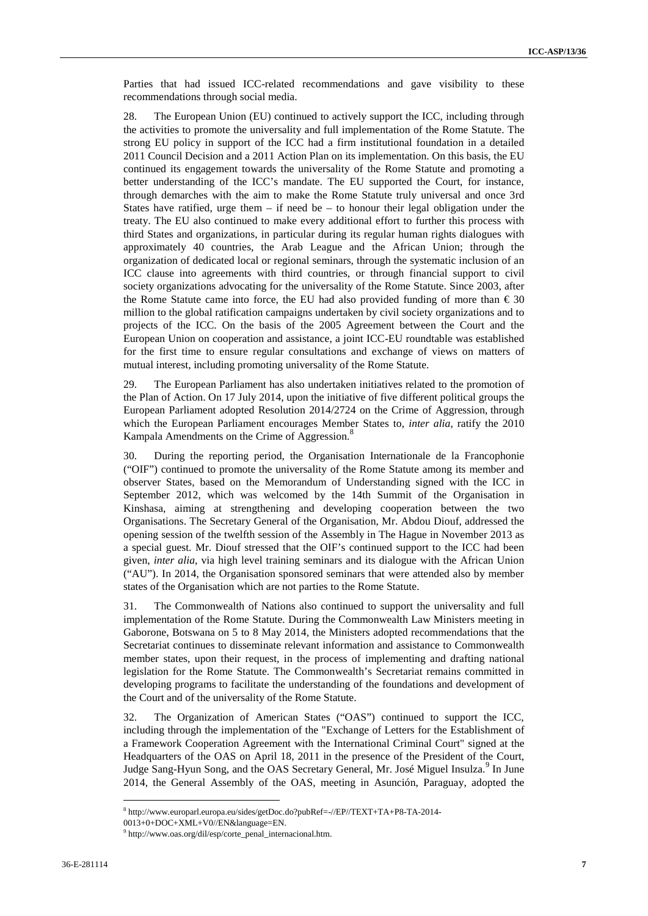Parties that had issued ICC-related recommendations and gave visibility to these recommendations through social media.

28. The European Union (EU) continued to actively support the ICC, including through the activities to promote the universality and full implementation of the Rome Statute. The strong EU policy in support of the ICC had a firm institutional foundation in a detailed 2011 Council Decision and a 2011 Action Plan on its implementation. On this basis, the EU continued its engagement towards the universality of the Rome Statute and promoting a better understanding of the ICC's mandate. The EU supported the Court, for instance, through demarches with the aim to make the Rome Statute truly universal and once 3rd States have ratified, urge them – if need be – to honour their legal obligation under the treaty. The EU also continued to make every additional effort to further this process with third States and organizations, in particular during its regular human rights dialogues with approximately 40 countries, the Arab League and the African Union; through the organization of dedicated local or regional seminars, through the systematic inclusion of an ICC clause into agreements with third countries, or through financial support to civil society organizations advocating for the universality of the Rome Statute. Since 2003, after the Rome Statute came into force, the EU had also provided funding of more than € 30 million to the global ratification campaigns undertaken by civil society organizations and to projects of the ICC. On the basis of the 2005 Agreement between the Court and the European Union on cooperation and assistance, a joint ICC-EU roundtable was established for the first time to ensure regular consultations and exchange of views on matters of mutual interest, including promoting universality of the Rome Statute.

29. The European Parliament has also undertaken initiatives related to the promotion of the Plan of Action. On 17 July 2014, upon the initiative of five different political groups the European Parliament adopted Resolution 2014/2724 on the Crime of Aggression, through which the European Parliament encourages Member States to, *inter alia*, ratify the 2010 Kampala Amendments on the Crime of Aggression.[8]

30. During the reporting period, the Organisation Internationale de la Francophonie ("OIF") continued to promote the universality of the Rome Statute among its member and observer States, based on the Memorandum of Understanding signed with the ICC in September 2012, which was welcomed by the 14th Summit of the Organisation in Kinshasa, aiming at strengthening and developing cooperation between the two Organisations. The Secretary General of the Organisation, Mr. Abdou Diouf, addressed the opening session of the twelfth session of the Assembly in The Hague in November 2013 as a special guest. Mr. Diouf stressed that the OIF's continued support to the ICC had been given, *inter alia*, via high level training seminars and its dialogue with the African Union ("AU"). In 2014, the Organisation sponsored seminars that were attended also by member states of the Organisation which are not parties to the Rome Statute.

31. The Commonwealth of Nations also continued to support the universality and full implementation of the Rome Statute. During the Commonwealth Law Ministers meeting in Gaborone, Botswana on 5 to 8 May 2014, the Ministers adopted recommendations that the Secretariat continues to disseminate relevant information and assistance to Commonwealth member states, upon their request, in the process of implementing and drafting national legislation for the Rome Statute. The Commonwealth's Secretariat remains committed in developing programs to facilitate the understanding of the foundations and development of the Court and of the universality of the Rome Statute.

32. The Organization of American States ("OAS") continued to support the ICC, including through the implementation of the "Exchange of Letters for the Establishment of a Framework Cooperation Agreement with the International Criminal Court" signed at the Headquarters of the OAS on April 18, 2011 in the presence of the President of the Court, Judge Sang-Hyun Song, and the OAS Secretary General, Mr. José Miguel Insulza.[9] In June 2014, the General Assembly of the OAS, meeting in Asunción, Paraguay, adopted the

[8] http://www.europarl.europa.eu/sides/getDoc.do?pubRef=-//EP//TEXT+TA+P8-TA-2014-0013+0+DOC+XML+V0//EN&language=EN.

[9] http://www.oas.org/dil/esp/corte_penal_internacional.htm.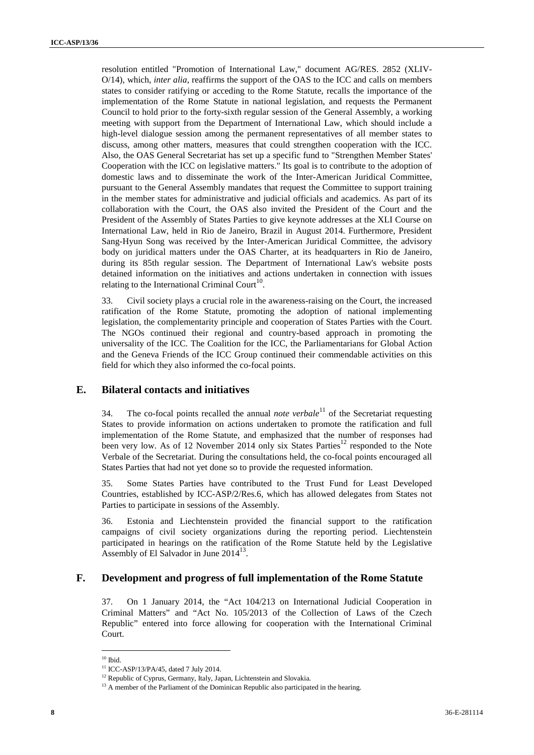resolution entitled "Promotion of International Law," document AG/RES. 2852 (XLIV-O/14), which, *inter alia*, reaffirms the support of the OAS to the ICC and calls on members states to consider ratifying or acceding to the Rome Statute, recalls the importance of the implementation of the Rome Statute in national legislation, and requests the Permanent Council to hold prior to the forty-sixth regular session of the General Assembly, a working meeting with support from the Department of International Law, which should include a high-level dialogue session among the permanent representatives of all member states to discuss, among other matters, measures that could strengthen cooperation with the ICC. Also, the OAS General Secretariat has set up a specific fund to "Strengthen Member States' Cooperation with the ICC on legislative matters." Its goal is to contribute to the adoption of domestic laws and to disseminate the work of the Inter-American Juridical Committee, pursuant to the General Assembly mandates that request the Committee to support training in the member states for administrative and judicial officials and academics. As part of its collaboration with the Court, the OAS also invited the President of the Court and the President of the Assembly of States Parties to give keynote addresses at the XLI Course on International Law, held in Rio de Janeiro, Brazil in August 2014. Furthermore, President Sang-Hyun Song was received by the Inter-American Juridical Committee, the advisory body on juridical matters under the OAS Charter, at its headquarters in Rio de Janeiro, during its 85th regular session. The Department of International Law's website posts detained information on the initiatives and actions undertaken in connection with issues relating to the International Criminal Court[10].

33. Civil society plays a crucial role in the awareness-raising on the Court, the increased ratification of the Rome Statute, promoting the adoption of national implementing legislation, the complementarity principle and cooperation of States Parties with the Court. The NGOs continued their regional and country-based approach in promoting the universality of the ICC. The Coalition for the ICC, the Parliamentarians for Global Action and the Geneva Friends of the ICC Group continued their commendable activities on this field for which they also informed the co-focal points.

## E. Bilateral contacts and initiatives

34. The co-focal points recalled the annual *note verbale*[11] of the Secretariat requesting States to provide information on actions undertaken to promote the ratification and full implementation of the Rome Statute, and emphasized that the number of responses had been very low. As of 12 November 2014 only six States Parties[12] responded to the Note Verbale of the Secretariat. During the consultations held, the co-focal points encouraged all States Parties that had not yet done so to provide the requested information.

35. Some States Parties have contributed to the Trust Fund for Least Developed Countries, established by ICC-ASP/2/Res.6, which has allowed delegates from States not Parties to participate in sessions of the Assembly.

36. Estonia and Liechtenstein provided the financial support to the ratification campaigns of civil society organizations during the reporting period. Liechtenstein participated in hearings on the ratification of the Rome Statute held by the Legislative Assembly of El Salvador in June 2014[13].

## F. Development and progress of full implementation of the Rome Statute

37. On 1 January 2014, the "Act 104/213 on International Judicial Cooperation in Criminal Matters" and "Act No. 105/2013 of the Collection of Laws of the Czech Republic" entered into force allowing for cooperation with the International Criminal Court.

---

[10] Ibid.

[11] ICC-ASP/13/PA/45, dated 7 July 2014.

[12] Republic of Cyprus, Germany, Italy, Japan, Lichtenstein and Slovakia.

[13] A member of the Parliament of the Dominican Republic also participated in the hearing.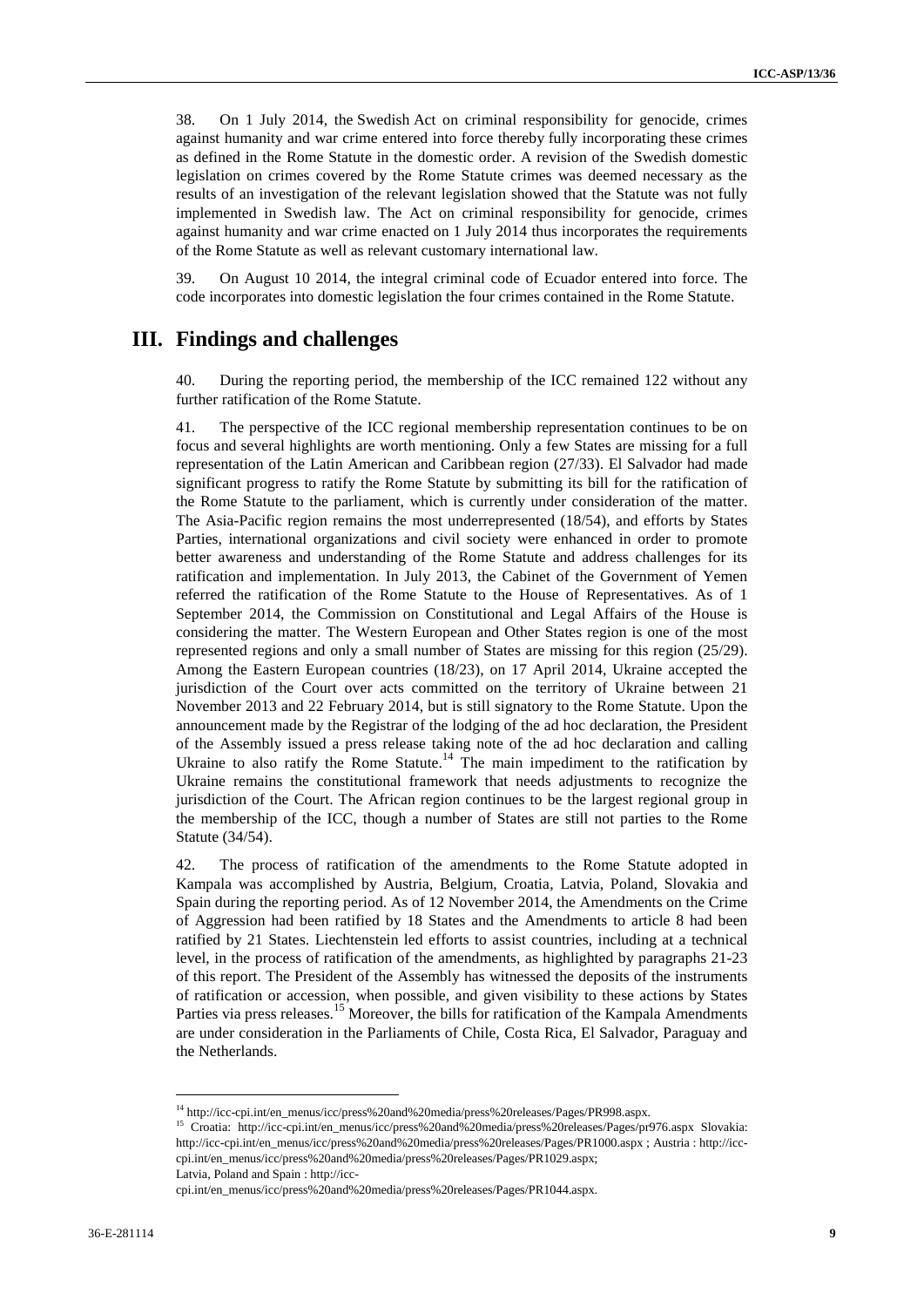38. On 1 July 2014, the Swedish Act on criminal responsibility for genocide, crimes against humanity and war crime entered into force thereby fully incorporating these crimes as defined in the Rome Statute in the domestic order. A revision of the Swedish domestic legislation on crimes covered by the Rome Statute crimes was deemed necessary as the results of an investigation of the relevant legislation showed that the Statute was not fully implemented in Swedish law. The Act on criminal responsibility for genocide, crimes against humanity and war crime enacted on 1 July 2014 thus incorporates the requirements of the Rome Statute as well as relevant customary international law.

39. On August 10 2014, the integral criminal code of Ecuador entered into force. The code incorporates into domestic legislation the four crimes contained in the Rome Statute.

# III. Findings and challenges

40. During the reporting period, the membership of the ICC remained 122 without any further ratification of the Rome Statute.

41. The perspective of the ICC regional membership representation continues to be on focus and several highlights are worth mentioning. Only a few States are missing for a full representation of the Latin American and Caribbean region (27/33). El Salvador had made significant progress to ratify the Rome Statute by submitting its bill for the ratification of the Rome Statute to the parliament, which is currently under consideration of the matter. The Asia-Pacific region remains the most underrepresented (18/54), and efforts by States Parties, international organizations and civil society were enhanced in order to promote better awareness and understanding of the Rome Statute and address challenges for its ratification and implementation. In July 2013, the Cabinet of the Government of Yemen referred the ratification of the Rome Statute to the House of Representatives. As of 1 September 2014, the Commission on Constitutional and Legal Affairs of the House is considering the matter. The Western European and Other States region is one of the most represented regions and only a small number of States are missing for this region (25/29). Among the Eastern European countries (18/23), on 17 April 2014, Ukraine accepted the jurisdiction of the Court over acts committed on the territory of Ukraine between 21 November 2013 and 22 February 2014, but is still signatory to the Rome Statute. Upon the announcement made by the Registrar of the lodging of the ad hoc declaration, the President of the Assembly issued a press release taking note of the ad hoc declaration and calling Ukraine to also ratify the Rome Statute.[14] The main impediment to the ratification by Ukraine remains the constitutional framework that needs adjustments to recognize the jurisdiction of the Court. The African region continues to be the largest regional group in the membership of the ICC, though a number of States are still not parties to the Rome Statute (34/54).

42. The process of ratification of the amendments to the Rome Statute adopted in Kampala was accomplished by Austria, Belgium, Croatia, Latvia, Poland, Slovakia and Spain during the reporting period. As of 12 November 2014, the Amendments on the Crime of Aggression had been ratified by 18 States and the Amendments to article 8 had been ratified by 21 States. Liechtenstein led efforts to assist countries, including at a technical level, in the process of ratification of the amendments, as highlighted by paragraphs 21-23 of this report. The President of the Assembly has witnessed the deposits of the instruments of ratification or accession, when possible, and given visibility to these actions by States Parties via press releases.[15] Moreover, the bills for ratification of the Kampala Amendments are under consideration in the Parliaments of Chile, Costa Rica, El Salvador, Paraguay and the Netherlands.

---

[14] http://icc-cpi.int/en_menus/icc/press%20and%20media/press%20releases/Pages/PR998.aspx.

[15] Croatia: http://icc-cpi.int/en_menus/icc/press%20and%20media/press%20releases/Pages/pr976.aspx Slovakia: http://icc-cpi.int/en_menus/icc/press%20and%20media/press%20releases/Pages/PR1000.aspx ; Austria : http://icc-cpi.int/en_menus/icc/press%20and%20media/press%20releases/Pages/PR1029.aspx; Latvia, Poland and Spain : http://icc-cpi.int/en_menus/icc/press%20and%20media/press%20releases/Pages/PR1044.aspx.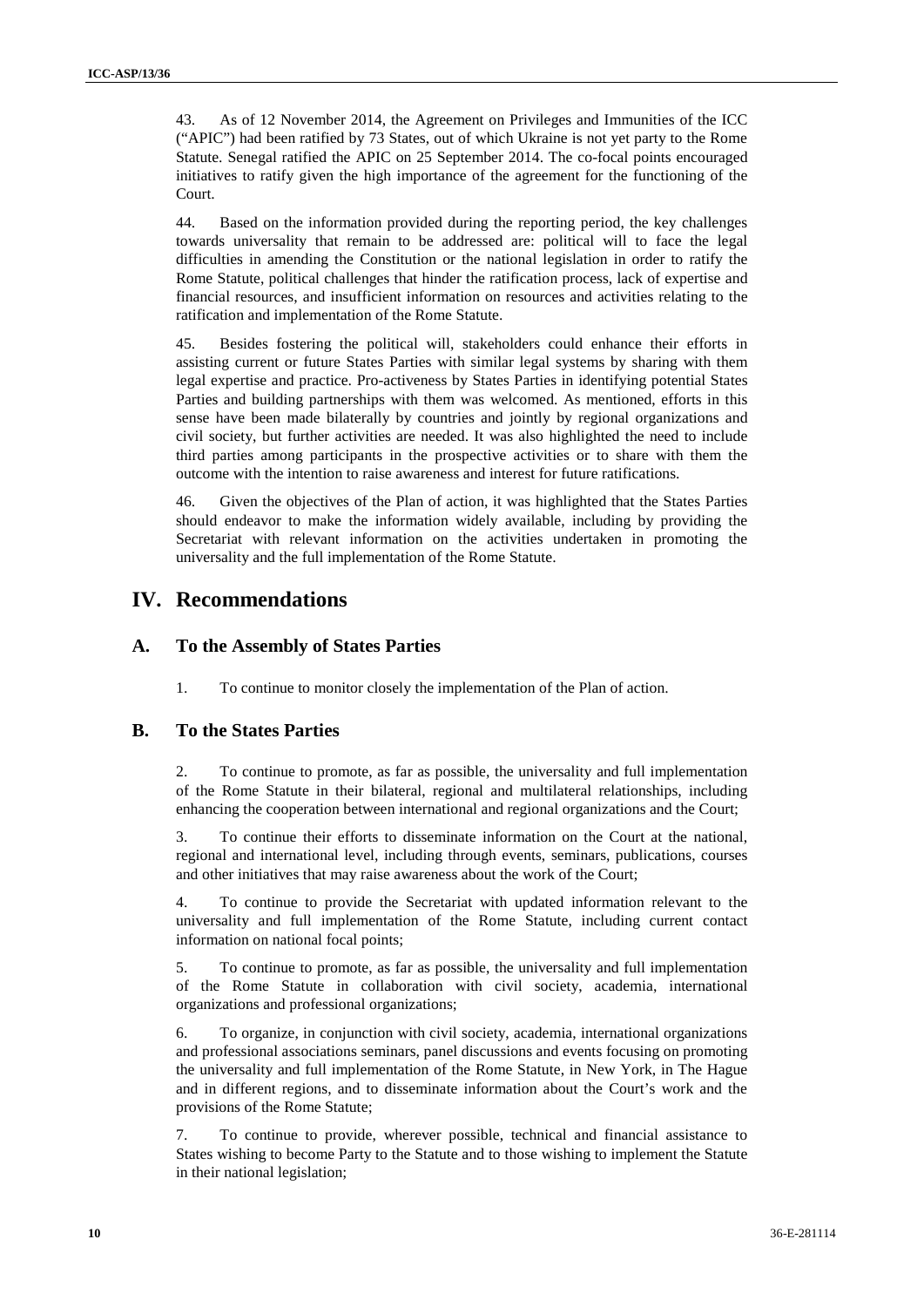43. As of 12 November 2014, the Agreement on Privileges and Immunities of the ICC ("APIC") had been ratified by 73 States, out of which Ukraine is not yet party to the Rome Statute. Senegal ratified the APIC on 25 September 2014. The co-focal points encouraged initiatives to ratify given the high importance of the agreement for the functioning of the Court.

44. Based on the information provided during the reporting period, the key challenges towards universality that remain to be addressed are: political will to face the legal difficulties in amending the Constitution or the national legislation in order to ratify the Rome Statute, political challenges that hinder the ratification process, lack of expertise and financial resources, and insufficient information on resources and activities relating to the ratification and implementation of the Rome Statute.

45. Besides fostering the political will, stakeholders could enhance their efforts in assisting current or future States Parties with similar legal systems by sharing with them legal expertise and practice. Pro-activeness by States Parties in identifying potential States Parties and building partnerships with them was welcomed. As mentioned, efforts in this sense have been made bilaterally by countries and jointly by regional organizations and civil society, but further activities are needed. It was also highlighted the need to include third parties among participants in the prospective activities or to share with them the outcome with the intention to raise awareness and interest for future ratifications.

46. Given the objectives of the Plan of action, it was highlighted that the States Parties should endeavor to make the information widely available, including by providing the Secretariat with relevant information on the activities undertaken in promoting the universality and the full implementation of the Rome Statute.

# IV. Recommendations

## A. To the Assembly of States Parties

1. To continue to monitor closely the implementation of the Plan of action.

## B. To the States Parties

2. To continue to promote, as far as possible, the universality and full implementation of the Rome Statute in their bilateral, regional and multilateral relationships, including enhancing the cooperation between international and regional organizations and the Court;

3. To continue their efforts to disseminate information on the Court at the national, regional and international level, including through events, seminars, publications, courses and other initiatives that may raise awareness about the work of the Court;

4. To continue to provide the Secretariat with updated information relevant to the universality and full implementation of the Rome Statute, including current contact information on national focal points;

5. To continue to promote, as far as possible, the universality and full implementation of the Rome Statute in collaboration with civil society, academia, international organizations and professional organizations;

6. To organize, in conjunction with civil society, academia, international organizations and professional associations seminars, panel discussions and events focusing on promoting the universality and full implementation of the Rome Statute, in New York, in The Hague and in different regions, and to disseminate information about the Court's work and the provisions of the Rome Statute;

7. To continue to provide, wherever possible, technical and financial assistance to States wishing to become Party to the Statute and to those wishing to implement the Statute in their national legislation;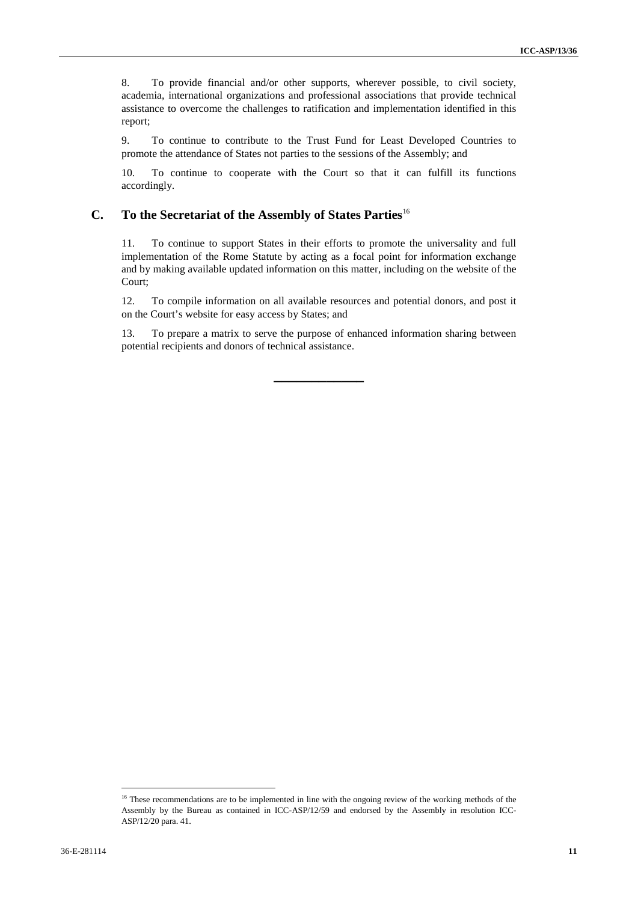8. To provide financial and/or other supports, wherever possible, to civil society, academia, international organizations and professional associations that provide technical assistance to overcome the challenges to ratification and implementation identified in this report;

9. To continue to contribute to the Trust Fund for Least Developed Countries to promote the attendance of States not parties to the sessions of the Assembly; and

10. To continue to cooperate with the Court so that it can fulfill its functions accordingly.

## C. To the Secretariat of the Assembly of States Parties[16]

11. To continue to support States in their efforts to promote the universality and full implementation of the Rome Statute by acting as a focal point for information exchange and by making available updated information on this matter, including on the website of the Court;

12. To compile information on all available resources and potential donors, and post it on the Court's website for easy access by States; and

13. To prepare a matrix to serve the purpose of enhanced information sharing between potential recipients and donors of technical assistance.

---

[16] These recommendations are to be implemented in line with the ongoing review of the working methods of the Assembly by the Bureau as contained in ICC-ASP/12/59 and endorsed by the Assembly in resolution ICC-ASP/12/20 para. 41.